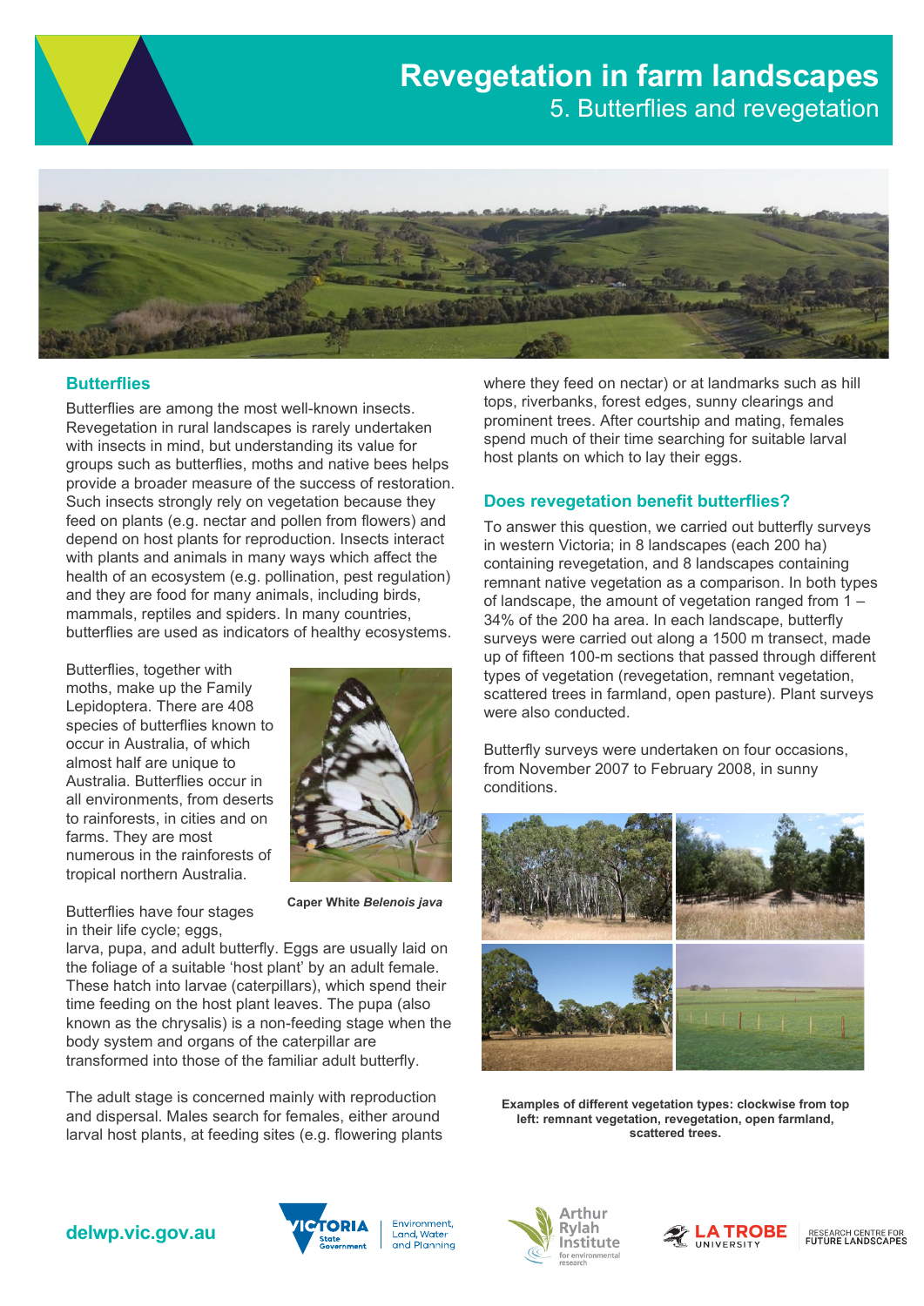# Revegetation in farm landscapes

## 5. Butterflies and revegetation

### Butterflies

Butterflies are among the most well-known insects. Revegetation in rural landscapes is rarely undertaken with insects in mind, but understanding its value for groups such as butterflies, moths and native bees helps provide a broader measure of the success of restoration. Such insects strongly rely on vegetation because they feed on plants (e.g. nectar and pollen from flowers) and depend on host plants for reproduction. Insects interact with plants and animals in many ways which affect the health of an ecosystem (e.g. pollination, pest regulation) and they are food for many animals, including birds, mammals, reptiles and spiders. In many countries, butterflies are used as indicators of healthy ecosystems.

Butterflies, together with moths, make up the Family Lepidoptera. There are 408 species of butterflies known to occur in Australia, of which almost half are unique to Australia. Butterflies occur in all environments, from deserts to rainforests, in cities and on farms. They are most numerous in the rainforests of tropical northern Australia.

**Caper White *Belenois java***

Butterflies have four stages in their life cycle; eggs, larva, pupa, and adult butterfly. Eggs are usually laid on the foliage of a suitable 'host plant' by an adult female. These hatch into larvae (caterpillars), which spend their time feeding on the host plant leaves. The pupa (also known as the chrysalis) is a non-feeding stage when the body system and organs of the caterpillar are transformed into those of the familiar adult butterfly.

The adult stage is concerned mainly with reproduction and dispersal. Males search for females, either around larval host plants, at feeding sites (e.g. flowering plants where they feed on nectar) or at landmarks such as hill tops, riverbanks, forest edges, sunny clearings and prominent trees. After courtship and mating, females spend much of their time searching for suitable larval host plants on which to lay their eggs.

### Does revegetation benefit butterflies?

To answer this question, we carried out butterfly surveys in western Victoria; in 8 landscapes (each 200 ha) containing revegetation, and 8 landscapes containing remnant native vegetation as a comparison. In both types of landscape, the amount of vegetation ranged from 1 – 34% of the 200 ha area. In each landscape, butterfly surveys were carried out along a 1500 m transect, made up of fifteen 100-m sections that passed through different types of vegetation (revegetation, remnant vegetation, scattered trees in farmland, open pasture). Plant surveys were also conducted.

Butterfly surveys were undertaken on four occasions, from November 2007 to February 2008, in sunny conditions.

**Examples of different vegetation types: clockwise from top left: remnant vegetation, revegetation, open farmland, scattered trees.**

delwp.vic.gov.au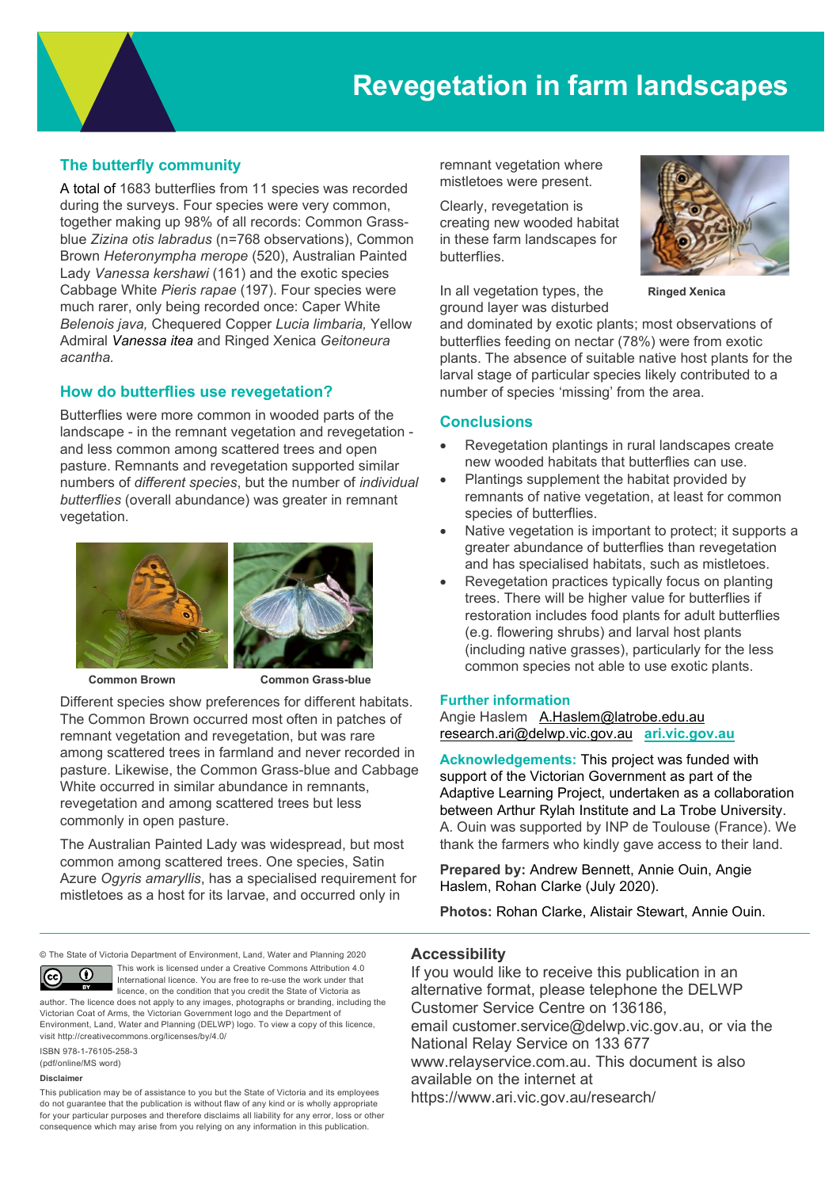# Revegetation in farm landscapes

## The butterfly community

A total of 1683 butterflies from 11 species was recorded during the surveys. Four species were very common, together making up 98% of all records: Common Grass-blue *Zizina otis labradus* (n=768 observations), Common Brown *Heteronympha merope* (520), Australian Painted Lady *Vanessa kershawi* (161) and the exotic species Cabbage White *Pieris rapae* (197). Four species were much rarer, only being recorded once: Caper White *Belenois java,* Chequered Copper *Lucia limbaria,* Yellow Admiral *Vanessa itea* and Ringed Xenica *Geitoneura acantha.*

## How do butterflies use revegetation?

Butterflies were more common in wooded parts of the landscape - in the remnant vegetation and revegetation - and less common among scattered trees and open pasture. Remnants and revegetation supported similar numbers of *different species*, but the number of *individual butterflies* (overall abundance) was greater in remnant vegetation.

Common Brown

Common Grass-blue

Different species show preferences for different habitats. The Common Brown occurred most often in patches of remnant vegetation and revegetation, but was rare among scattered trees in farmland and never recorded in pasture. Likewise, the Common Grass-blue and Cabbage White occurred in similar abundance in remnants, revegetation and among scattered trees but less commonly in open pasture.

The Australian Painted Lady was widespread, but most common among scattered trees. One species, Satin Azure *Ogyris amaryllis*, has a specialised requirement for mistletoes as a host for its larvae, and occurred only in remnant vegetation where mistletoes were present.

Clearly, revegetation is creating new wooded habitat in these farm landscapes for butterflies.

Ringed Xenica

In all vegetation types, the ground layer was disturbed and dominated by exotic plants; most observations of butterflies feeding on nectar (78%) were from exotic plants. The absence of suitable native host plants for the larval stage of particular species likely contributed to a number of species 'missing' from the area.

## Conclusions

- Revegetation plantings in rural landscapes create new wooded habitats that butterflies can use.
- Plantings supplement the habitat provided by remnants of native vegetation, at least for common species of butterflies.
- Native vegetation is important to protect; it supports a greater abundance of butterflies than revegetation and has specialised habitats, such as mistletoes.
- Revegetation practices typically focus on planting trees. There will be higher value for butterflies if restoration includes food plants for adult butterflies (e.g. flowering shrubs) and larval host plants (including native grasses), particularly for the less common species not able to use exotic plants.

### Further information

Angie Haslem A.Haslem@latrobe.edu.au
research.ari@delwp.vic.gov.au **ari.vic.gov.au**

**Acknowledgements:** This project was funded with support of the Victorian Government as part of the Adaptive Learning Project, undertaken as a collaboration between Arthur Rylah Institute and La Trobe University. A. Ouin was supported by INP de Toulouse (France). We thank the farmers who kindly gave access to their land.

**Prepared by:** Andrew Bennett, Annie Ouin, Angie Haslem, Rohan Clarke (July 2020).

**Photos:** Rohan Clarke, Alistair Stewart, Annie Ouin.

© The State of Victoria Department of Environment, Land, Water and Planning 2020

This work is licensed under a Creative Commons Attribution 4.0 International licence. You are free to re-use the work under that licence, on the condition that you credit the State of Victoria as author. The licence does not apply to any images, photographs or branding, including the Victorian Coat of Arms, the Victorian Government logo and the Department of Environment, Land, Water and Planning (DELWP) logo. To view a copy of this licence, visit http://creativecommons.org/licenses/by/4.0/

ISBN 978-1-76105-258-3
(pdf/online/MS word)

**Disclaimer**

This publication may be of assistance to you but the State of Victoria and its employees do not guarantee that the publication is without flaw of any kind or is wholly appropriate for your particular purposes and therefore disclaims all liability for any error, loss or other consequence which may arise from you relying on any information in this publication.

## Accessibility

If you would like to receive this publication in an alternative format, please telephone the DELWP Customer Service Centre on 136186, email customer.service@delwp.vic.gov.au, or via the National Relay Service on 133 677 www.relayservice.com.au. This document is also available on the internet at https://www.ari.vic.gov.au/research/